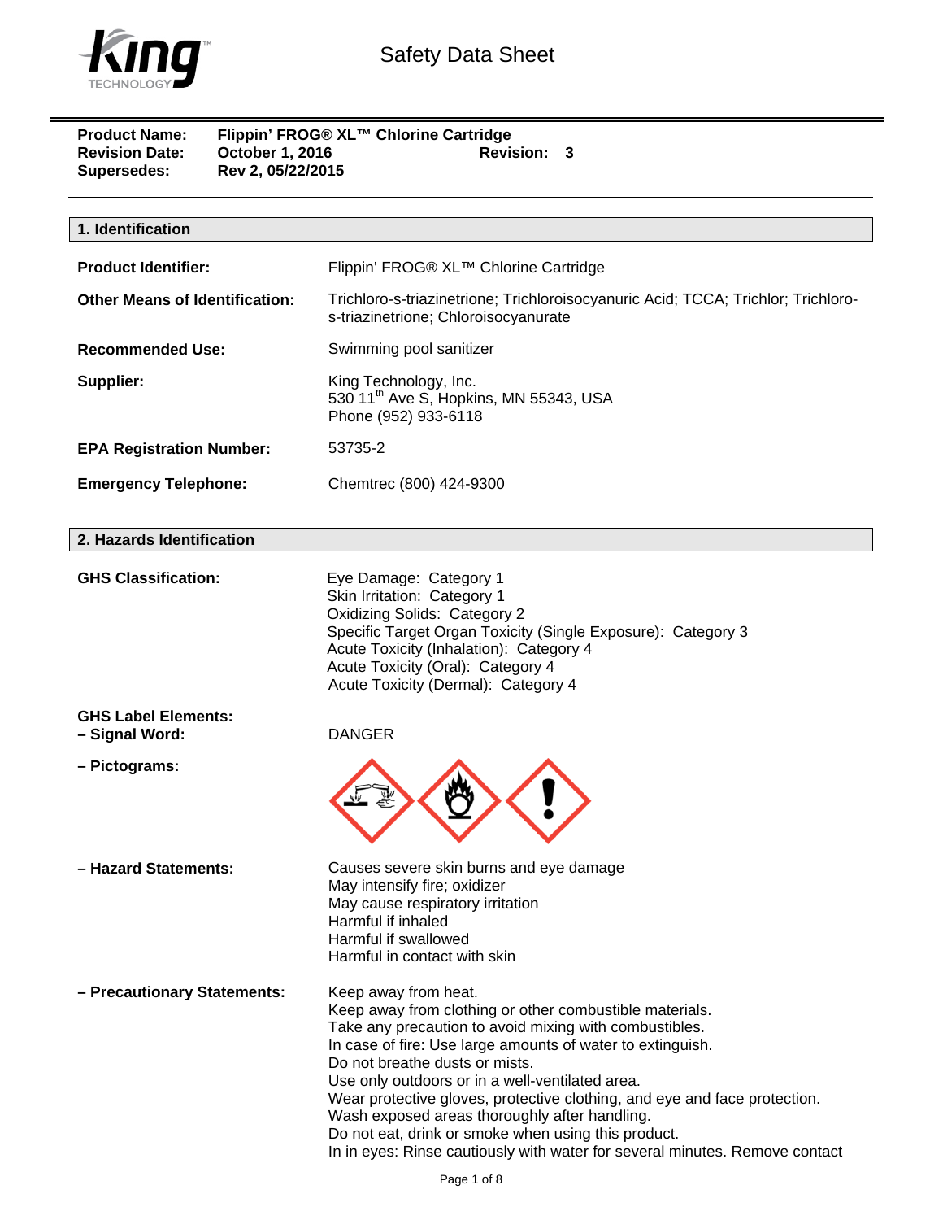# Safety Data Sheet

**Product Name:** Flippin' FROG® XL™ Chlorine Cartridge
**Revision Date:** October 1, 2016 **Revision:** 3
**Supersedes:** Rev 2, 05/22/2015

## 1. Identification

**Product Identifier:** Flippin' FROG® XL™ Chlorine Cartridge

**Other Means of Identification:** Trichloro-s-triazinetrione; Trichloroisocyanuric Acid; TCCA; Trichlor; Trichloro-s-triazinetrione; Chloroisocyanurate

**Recommended Use:** Swimming pool sanitizer

**Supplier:** King Technology, Inc.
530 11th Ave S, Hopkins, MN 55343, USA
Phone (952) 933-6118

**EPA Registration Number:** 53735-2

**Emergency Telephone:** Chemtrec (800) 424-9300

## 2. Hazards Identification

**GHS Classification:**
Eye Damage: Category 1
Skin Irritation: Category 1
Oxidizing Solids: Category 2
Specific Target Organ Toxicity (Single Exposure): Category 3
Acute Toxicity (Inhalation): Category 4
Acute Toxicity (Oral): Category 4
Acute Toxicity (Dermal): Category 4

**GHS Label Elements:**
**– Signal Word:** DANGER

**– Pictograms:**

**– Hazard Statements:**
Causes severe skin burns and eye damage
May intensify fire; oxidizer
May cause respiratory irritation
Harmful if inhaled
Harmful if swallowed
Harmful in contact with skin

**– Precautionary Statements:**
Keep away from heat.
Keep away from clothing or other combustible materials.
Take any precaution to avoid mixing with combustibles.
In case of fire: Use large amounts of water to extinguish.
Do not breathe dusts or mists.
Use only outdoors or in a well-ventilated area.
Wear protective gloves, protective clothing, and eye and face protection.
Wash exposed areas thoroughly after handling.
Do not eat, drink or smoke when using this product.
In in eyes: Rinse cautiously with water for several minutes. Remove contact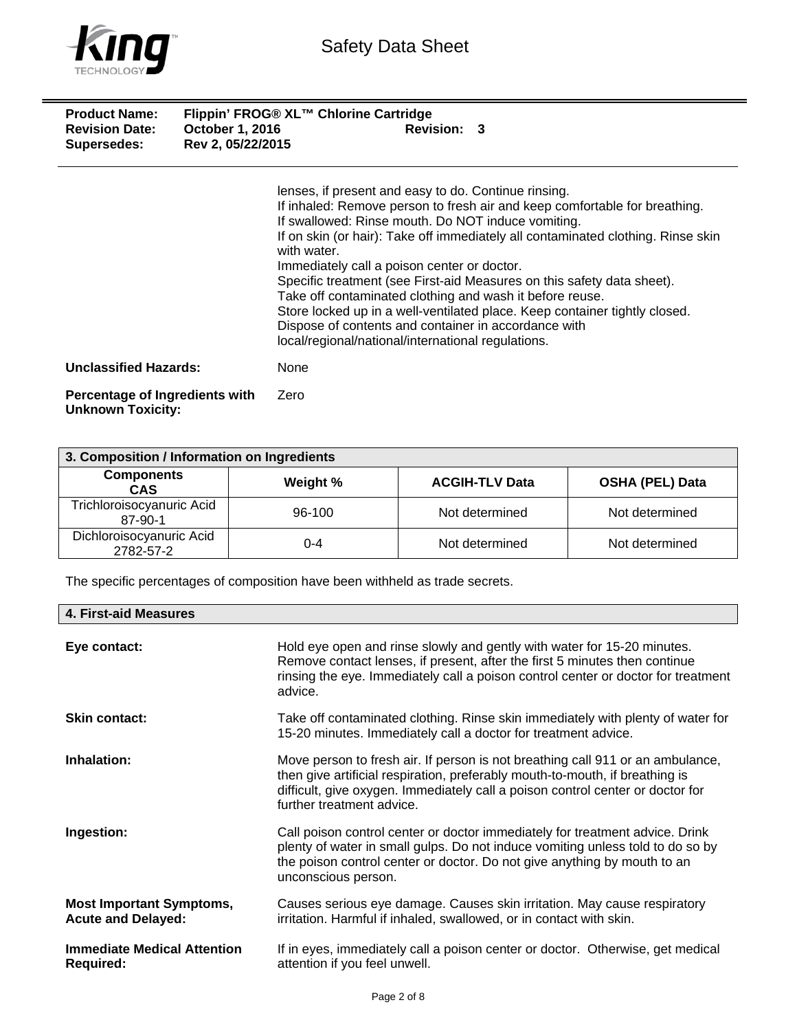**Product Name:** Flippin' FROG® XL™ Chlorine Cartridge
**Revision Date:** October 1, 2016 **Revision:** 3
**Supersedes:** Rev 2, 05/22/2015

lenses, if present and easy to do. Continue rinsing.
If inhaled: Remove person to fresh air and keep comfortable for breathing.
If swallowed: Rinse mouth. Do NOT induce vomiting.
If on skin (or hair): Take off immediately all contaminated clothing. Rinse skin with water.
Immediately call a poison center or doctor.
Specific treatment (see First-aid Measures on this safety data sheet).
Take off contaminated clothing and wash it before reuse.
Store locked up in a well-ventilated place. Keep container tightly closed.
Dispose of contents and container in accordance with local/regional/national/international regulations.

**Unclassified Hazards:** None

**Percentage of Ingredients with Unknown Toxicity:** Zero

## 3. Composition / Information on Ingredients

| Components CAS | Weight % | ACGIH-TLV Data | OSHA (PEL) Data |
| --- | --- | --- | --- |
| Trichloroisocyanuric Acid 87-90-1 | 96-100 | Not determined | Not determined |
| Dichloroisocyanuric Acid 2782-57-2 | 0-4 | Not determined | Not determined |

The specific percentages of composition have been withheld as trade secrets.

## 4. First-aid Measures

**Eye contact:** Hold eye open and rinse slowly and gently with water for 15-20 minutes. Remove contact lenses, if present, after the first 5 minutes then continue rinsing the eye. Immediately call a poison control center or doctor for treatment advice.

**Skin contact:** Take off contaminated clothing. Rinse skin immediately with plenty of water for 15-20 minutes. Immediately call a doctor for treatment advice.

**Inhalation:** Move person to fresh air. If person is not breathing call 911 or an ambulance, then give artificial respiration, preferably mouth-to-mouth, if breathing is difficult, give oxygen. Immediately call a poison control center or doctor for further treatment advice.

**Ingestion:** Call poison control center or doctor immediately for treatment advice. Drink plenty of water in small gulps. Do not induce vomiting unless told to do so by the poison control center or doctor. Do not give anything by mouth to an unconscious person.

**Most Important Symptoms, Acute and Delayed:** Causes serious eye damage. Causes skin irritation. May cause respiratory irritation. Harmful if inhaled, swallowed, or in contact with skin.

**Immediate Medical Attention Required:** If in eyes, immediately call a poison center or doctor. Otherwise, get medical attention if you feel unwell.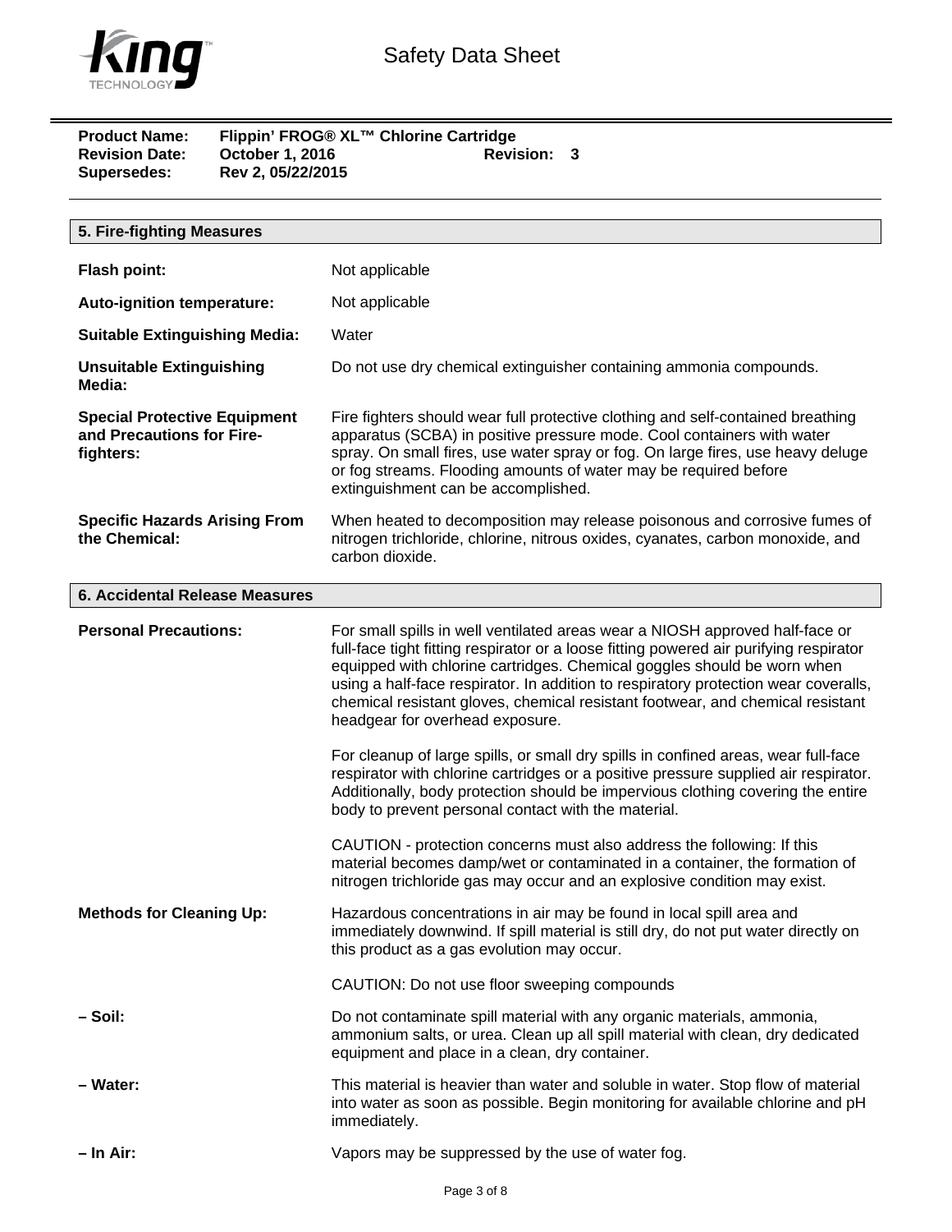**Product Name:** Flippin' FROG® XL™ Chlorine Cartridge
**Revision Date:** October 1, 2016 **Revision:** 3
**Supersedes:** Rev 2, 05/22/2015

## 5. Fire-fighting Measures

| | |
|---|---|
| **Flash point:** | Not applicable |
| **Auto-ignition temperature:** | Not applicable |
| **Suitable Extinguishing Media:** | Water |
| **Unsuitable Extinguishing Media:** | Do not use dry chemical extinguisher containing ammonia compounds. |
| **Special Protective Equipment and Precautions for Fire-fighters:** | Fire fighters should wear full protective clothing and self-contained breathing apparatus (SCBA) in positive pressure mode. Cool containers with water spray. On small fires, use water spray or fog. On large fires, use heavy deluge or fog streams. Flooding amounts of water may be required before extinguishment can be accomplished. |
| **Specific Hazards Arising From the Chemical:** | When heated to decomposition may release poisonous and corrosive fumes of nitrogen trichloride, chlorine, nitrous oxides, cyanates, carbon monoxide, and carbon dioxide. |

## 6. Accidental Release Measures

**Personal Precautions:**

For small spills in well ventilated areas wear a NIOSH approved half-face or full-face tight fitting respirator or a loose fitting powered air purifying respirator equipped with chlorine cartridges. Chemical goggles should be worn when using a half-face respirator. In addition to respiratory protection wear coveralls, chemical resistant gloves, chemical resistant footwear, and chemical resistant headgear for overhead exposure.

For cleanup of large spills, or small dry spills in confined areas, wear full-face respirator with chlorine cartridges or a positive pressure supplied air respirator. Additionally, body protection should be impervious clothing covering the entire body to prevent personal contact with the material.

CAUTION - protection concerns must also address the following: If this material becomes damp/wet or contaminated in a container, the formation of nitrogen trichloride gas may occur and an explosive condition may exist.

**Methods for Cleaning Up:**

Hazardous concentrations in air may be found in local spill area and immediately downwind. If spill material is still dry, do not put water directly on this product as a gas evolution may occur.

CAUTION: Do not use floor sweeping compounds

**– Soil:** Do not contaminate spill material with any organic materials, ammonia, ammonium salts, or urea. Clean up all spill material with clean, dry dedicated equipment and place in a clean, dry container.

**– Water:** This material is heavier than water and soluble in water. Stop flow of material into water as soon as possible. Begin monitoring for available chlorine and pH immediately.

**– In Air:** Vapors may be suppressed by the use of water fog.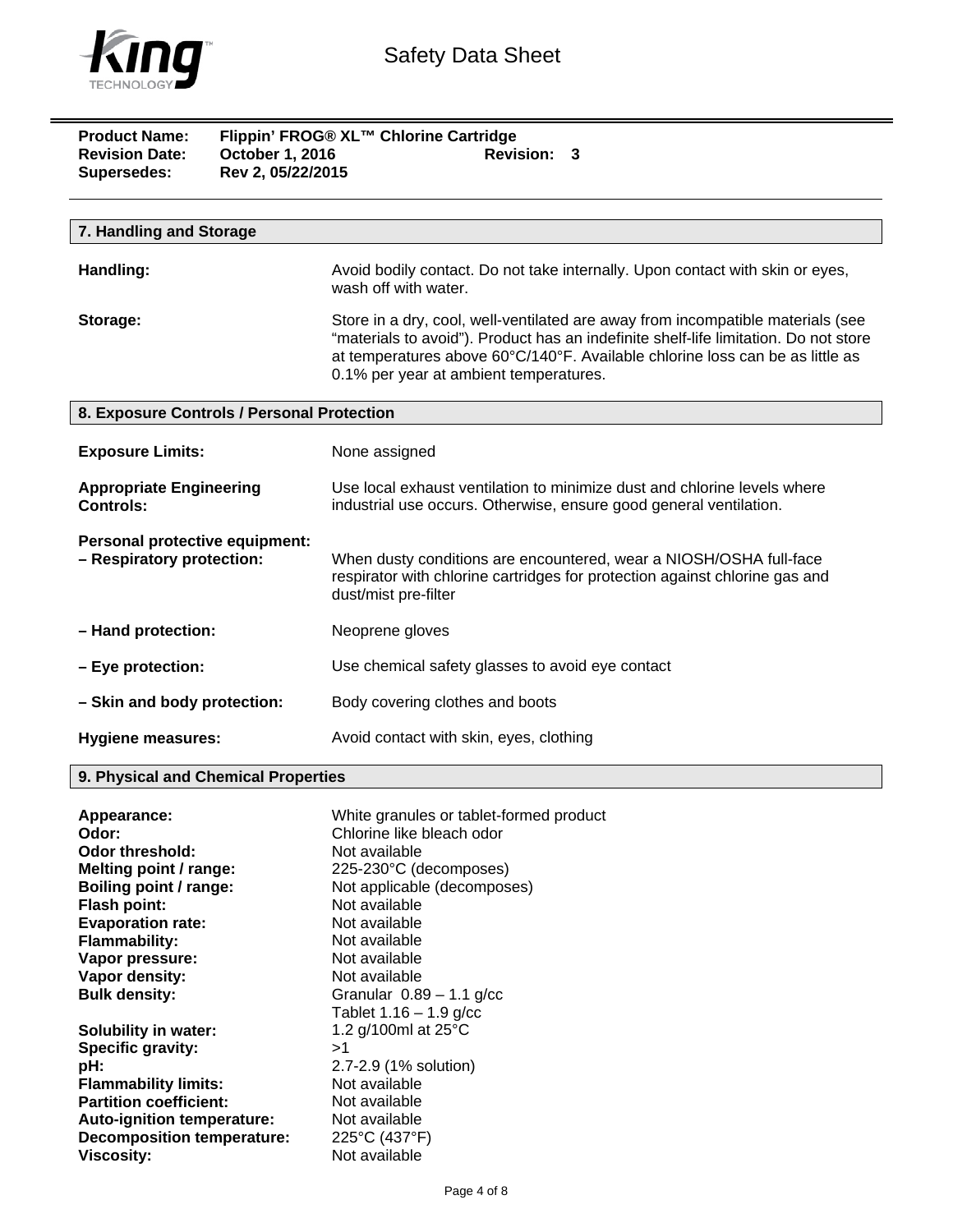**Product Name:** Flippin' FROG® XL™ Chlorine Cartridge
**Revision Date:** October 1, 2016 **Revision:** 3
**Supersedes:** Rev 2, 05/22/2015

## 7. Handling and Storage

| | |
|---|---|
| **Handling:** | Avoid bodily contact. Do not take internally. Upon contact with skin or eyes, wash off with water. |
| **Storage:** | Store in a dry, cool, well-ventilated are away from incompatible materials (see "materials to avoid"). Product has an indefinite shelf-life limitation. Do not store at temperatures above 60°C/140°F. Available chlorine loss can be as little as 0.1% per year at ambient temperatures. |

## 8. Exposure Controls / Personal Protection

| | |
|---|---|
| **Exposure Limits:** | None assigned |
| **Appropriate Engineering Controls:** | Use local exhaust ventilation to minimize dust and chlorine levels where industrial use occurs. Otherwise, ensure good general ventilation. |
| **Personal protective equipment: – Respiratory protection:** | When dusty conditions are encountered, wear a NIOSH/OSHA full-face respirator with chlorine cartridges for protection against chlorine gas and dust/mist pre-filter |
| **– Hand protection:** | Neoprene gloves |
| **– Eye protection:** | Use chemical safety glasses to avoid eye contact |
| **– Skin and body protection:** | Body covering clothes and boots |
| **Hygiene measures:** | Avoid contact with skin, eyes, clothing |

## 9. Physical and Chemical Properties

| | |
|---|---|
| **Appearance:** | White granules or tablet-formed product |
| **Odor:** | Chlorine like bleach odor |
| **Odor threshold:** | Not available |
| **Melting point / range:** | 225-230°C (decomposes) |
| **Boiling point / range:** | Not applicable (decomposes) |
| **Flash point:** | Not available |
| **Evaporation rate:** | Not available |
| **Flammability:** | Not available |
| **Vapor pressure:** | Not available |
| **Vapor density:** | Not available |
| **Bulk density:** | Granular 0.89 – 1.1 g/cc<br>Tablet 1.16 – 1.9 g/cc |
| **Solubility in water:** | 1.2 g/100ml at 25°C |
| **Specific gravity:** | >1 |
| **pH:** | 2.7-2.9 (1% solution) |
| **Flammability limits:** | Not available |
| **Partition coefficient:** | Not available |
| **Auto-ignition temperature:** | Not available |
| **Decomposition temperature:** | 225°C (437°F) |
| **Viscosity:** | Not available |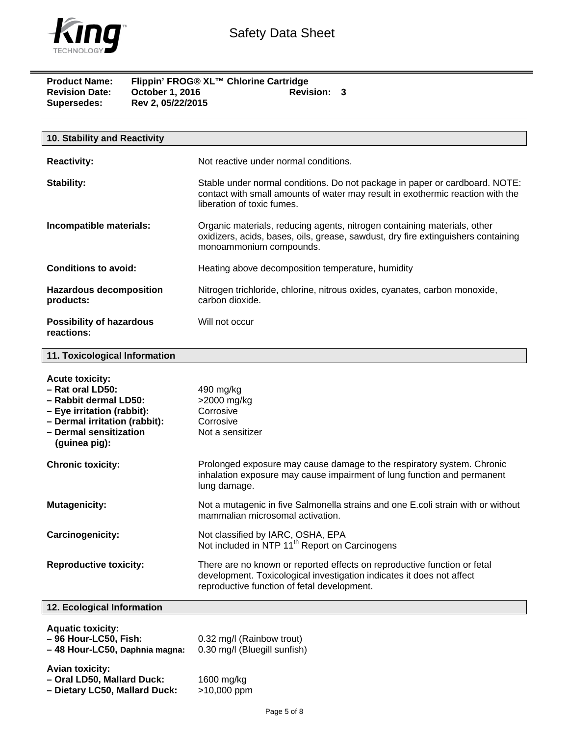**Product Name:** Flippin' FROG® XL™ Chlorine Cartridge
**Revision Date:** October 1, 2016 **Revision:** 3
**Supersedes:** Rev 2, 05/22/2015

## 10. Stability and Reactivity

**Reactivity:** Not reactive under normal conditions.

**Stability:** Stable under normal conditions. Do not package in paper or cardboard. NOTE: contact with small amounts of water may result in exothermic reaction with the liberation of toxic fumes.

**Incompatible materials:** Organic materials, reducing agents, nitrogen containing materials, other oxidizers, acids, bases, oils, grease, sawdust, dry fire extinguishers containing monoammonium compounds.

**Conditions to avoid:** Heating above decomposition temperature, humidity

**Hazardous decomposition products:** Nitrogen trichloride, chlorine, nitrous oxides, cyanates, carbon monoxide, carbon dioxide.

**Possibility of hazardous reactions:** Will not occur

## 11. Toxicological Information

**Acute toxicity:**

| | |
|---|---|
| **– Rat oral LD50:** | 490 mg/kg |
| **– Rabbit dermal LD50:** | >2000 mg/kg |
| **– Eye irritation (rabbit):** | Corrosive |
| **– Dermal irritation (rabbit):** | Corrosive |
| **– Dermal sensitization (guinea pig):** | Not a sensitizer |

**Chronic toxicity:** Prolonged exposure may cause damage to the respiratory system. Chronic inhalation exposure may cause impairment of lung function and permanent lung damage.

**Mutagenicity:** Not a mutagenic in five Salmonella strains and one E.coli strain with or without mammalian microsomal activation.

**Carcinogenicity:** Not classified by IARC, OSHA, EPA
Not included in NTP 11th Report on Carcinogens

**Reproductive toxicity:** There are no known or reported effects on reproductive function or fetal development. Toxicological investigation indicates it does not affect reproductive function of fetal development.

## 12. Ecological Information

**Aquatic toxicity:**

| | |
|---|---|
| **– 96 Hour-LC50, Fish:** | 0.32 mg/l (Rainbow trout) |
| **– 48 Hour-LC50, Daphnia magna:** | 0.30 mg/l (Bluegill sunfish) |

**Avian toxicity:**

| | |
|---|---|
| **– Oral LD50, Mallard Duck:** | 1600 mg/kg |
| **– Dietary LC50, Mallard Duck:** | >10,000 ppm |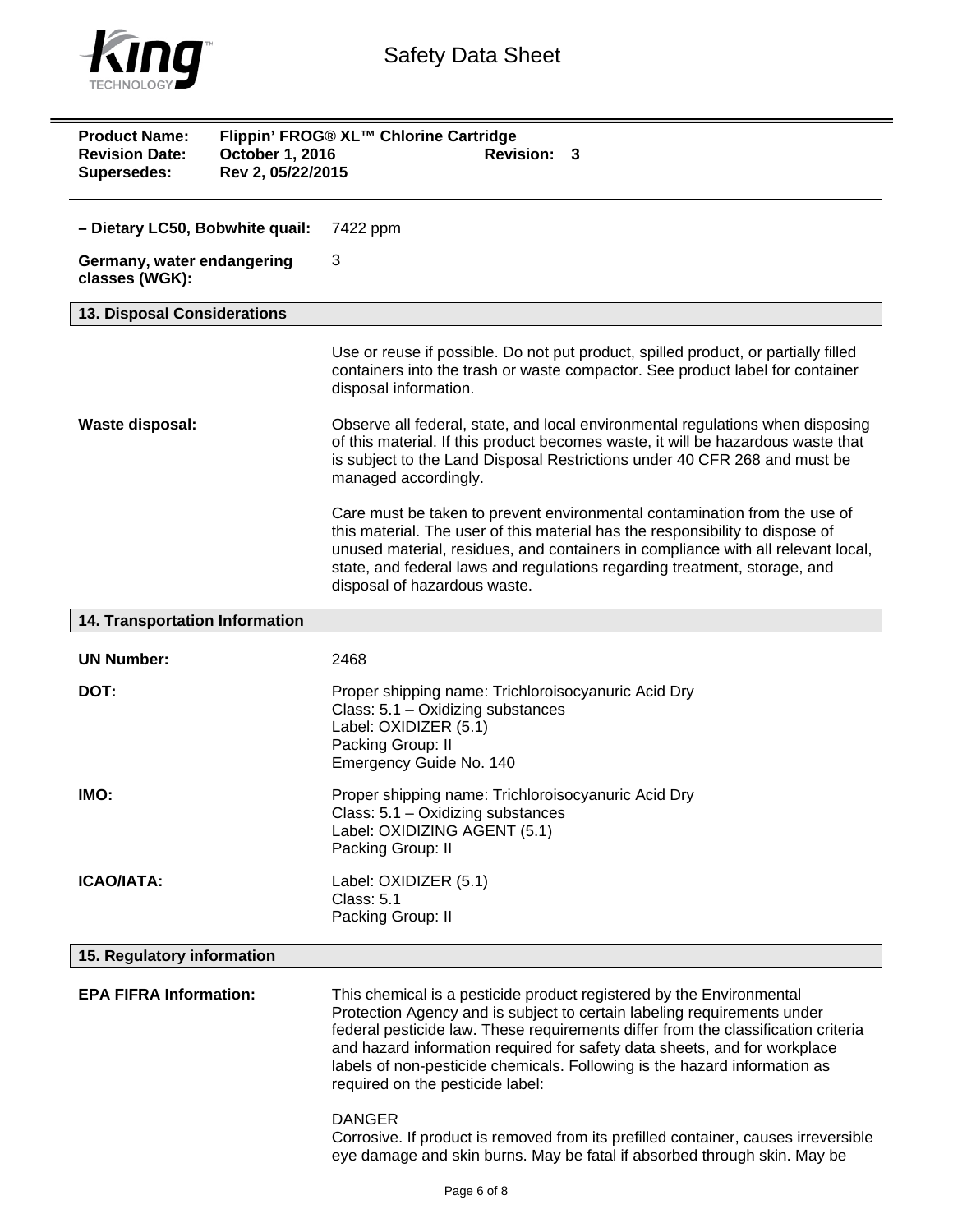**– Dietary LC50, Bobwhite quail:** 7422 ppm

**Germany, water endangering classes (WGK):** 3

## 13. Disposal Considerations

Use or reuse if possible. Do not put product, spilled product, or partially filled containers into the trash or waste compactor. See product label for container disposal information.

**Waste disposal:** Observe all federal, state, and local environmental regulations when disposing of this material. If this product becomes waste, it will be hazardous waste that is subject to the Land Disposal Restrictions under 40 CFR 268 and must be managed accordingly.

Care must be taken to prevent environmental contamination from the use of this material. The user of this material has the responsibility to dispose of unused material, residues, and containers in compliance with all relevant local, state, and federal laws and regulations regarding treatment, storage, and disposal of hazardous waste.

## 14. Transportation Information

**UN Number:** 2468

**DOT:**
Proper shipping name: Trichloroisocyanuric Acid Dry
Class: 5.1 – Oxidizing substances
Label: OXIDIZER (5.1)
Packing Group: II
Emergency Guide No. 140

**IMO:**
Proper shipping name: Trichloroisocyanuric Acid Dry
Class: 5.1 – Oxidizing substances
Label: OXIDIZING AGENT (5.1)
Packing Group: II

**ICAO/IATA:**
Label: OXIDIZER (5.1)
Class: 5.1
Packing Group: II

## 15. Regulatory information

**EPA FIFRA Information:** This chemical is a pesticide product registered by the Environmental Protection Agency and is subject to certain labeling requirements under federal pesticide law. These requirements differ from the classification criteria and hazard information required for safety data sheets, and for workplace labels of non-pesticide chemicals. Following is the hazard information as required on the pesticide label:

DANGER
Corrosive. If product is removed from its prefilled container, causes irreversible eye damage and skin burns. May be fatal if absorbed through skin. May be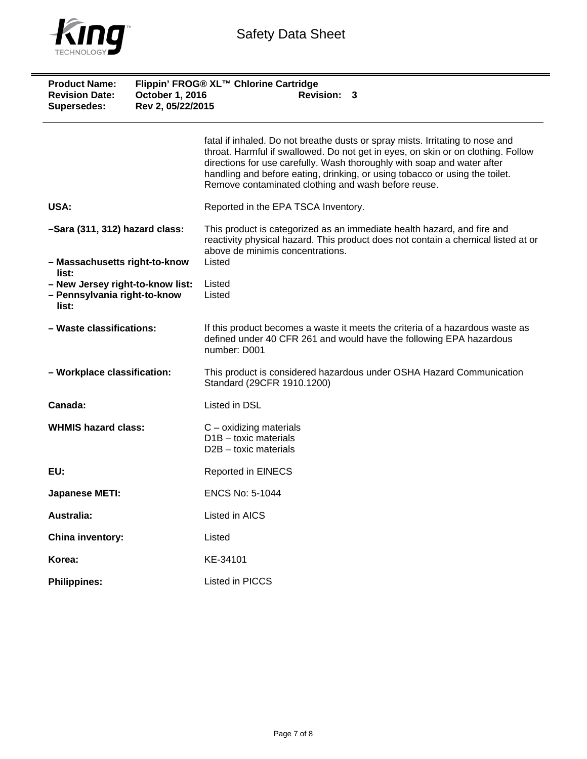fatal if inhaled. Do not breathe dusts or spray mists. Irritating to nose and throat. Harmful if swallowed. Do not get in eyes, on skin or on clothing. Follow directions for use carefully. Wash thoroughly with soap and water after handling and before eating, drinking, or using tobacco or using the toilet. Remove contaminated clothing and wash before reuse.

**USA:** Reported in the EPA TSCA Inventory.

**–Sara (311, 312) hazard class:** This product is categorized as an immediate health hazard, and fire and reactivity physical hazard. This product does not contain a chemical listed at or above de minimis concentrations.

**– Massachusetts right-to-know list:** Listed

**– New Jersey right-to-know list:** Listed

**– Pennsylvania right-to-know list:** Listed

**– Waste classifications:** If this product becomes a waste it meets the criteria of a hazardous waste as defined under 40 CFR 261 and would have the following EPA hazardous number: D001

**– Workplace classification:** This product is considered hazardous under OSHA Hazard Communication Standard (29CFR 1910.1200)

**Canada:** Listed in DSL

**WHMIS hazard class:**
C – oxidizing materials
D1B – toxic materials
D2B – toxic materials

**EU:** Reported in EINECS

**Japanese METI:** ENCS No: 5-1044

**Australia:** Listed in AICS

**China inventory:** Listed

**Korea:** KE-34101

**Philippines:** Listed in PICCS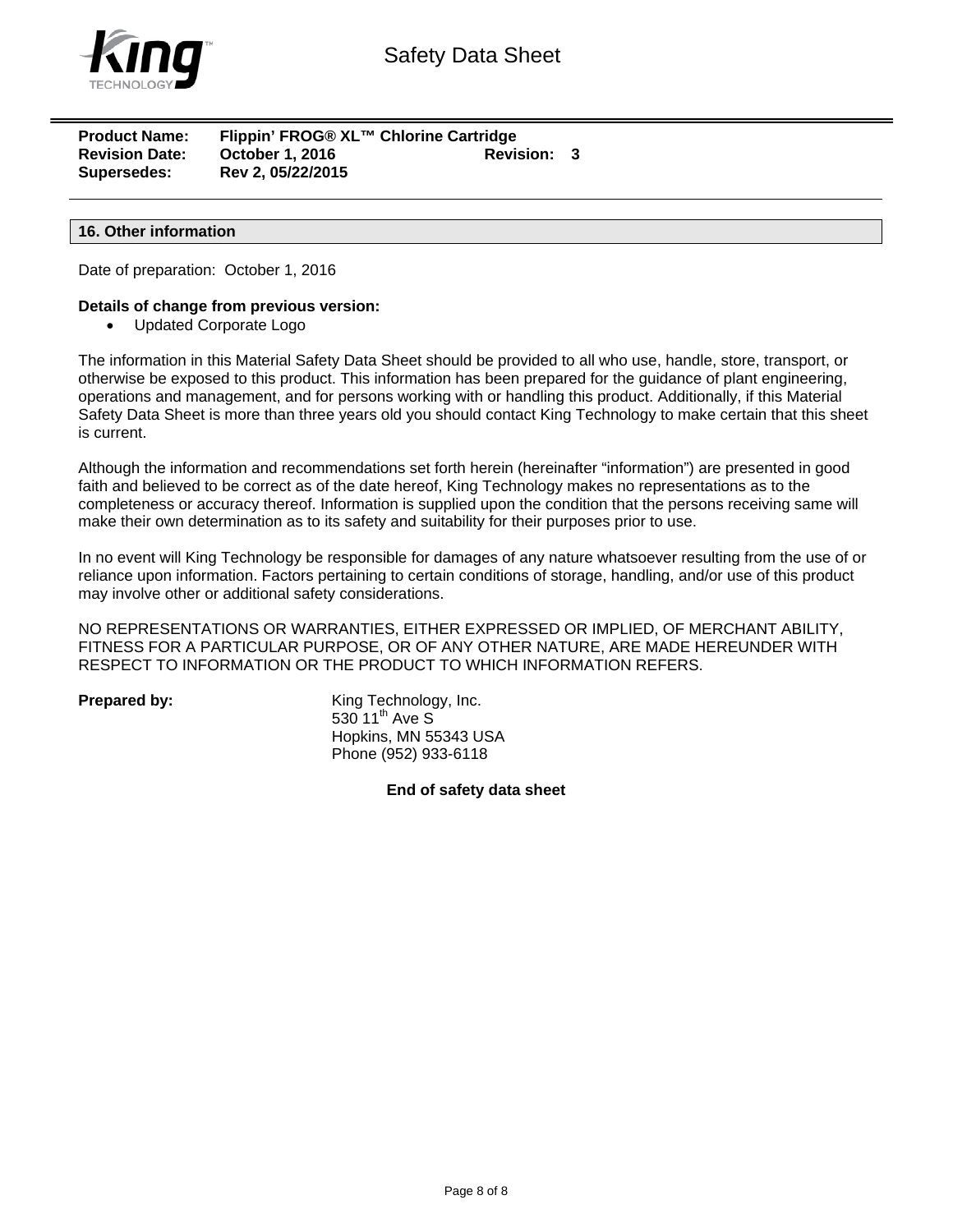**Product Name:** Flippin' FROG® XL™ Chlorine Cartridge
**Revision Date:** October 1, 2016 **Revision:** 3
**Supersedes:** Rev 2, 05/22/2015

## 16. Other information

Date of preparation: October 1, 2016

**Details of change from previous version:**

- Updated Corporate Logo

The information in this Material Safety Data Sheet should be provided to all who use, handle, store, transport, or otherwise be exposed to this product. This information has been prepared for the guidance of plant engineering, operations and management, and for persons working with or handling this product. Additionally, if this Material Safety Data Sheet is more than three years old you should contact King Technology to make certain that this sheet is current.

Although the information and recommendations set forth herein (hereinafter "information") are presented in good faith and believed to be correct as of the date hereof, King Technology makes no representations as to the completeness or accuracy thereof. Information is supplied upon the condition that the persons receiving same will make their own determination as to its safety and suitability for their purposes prior to use.

In no event will King Technology be responsible for damages of any nature whatsoever resulting from the use of or reliance upon information. Factors pertaining to certain conditions of storage, handling, and/or use of this product may involve other or additional safety considerations.

NO REPRESENTATIONS OR WARRANTIES, EITHER EXPRESSED OR IMPLIED, OF MERCHANT ABILITY, FITNESS FOR A PARTICULAR PURPOSE, OR OF ANY OTHER NATURE, ARE MADE HEREUNDER WITH RESPECT TO INFORMATION OR THE PRODUCT TO WHICH INFORMATION REFERS.

**Prepared by:**
King Technology, Inc.
530 11th Ave S
Hopkins, MN 55343 USA
Phone (952) 933-6118

**End of safety data sheet**